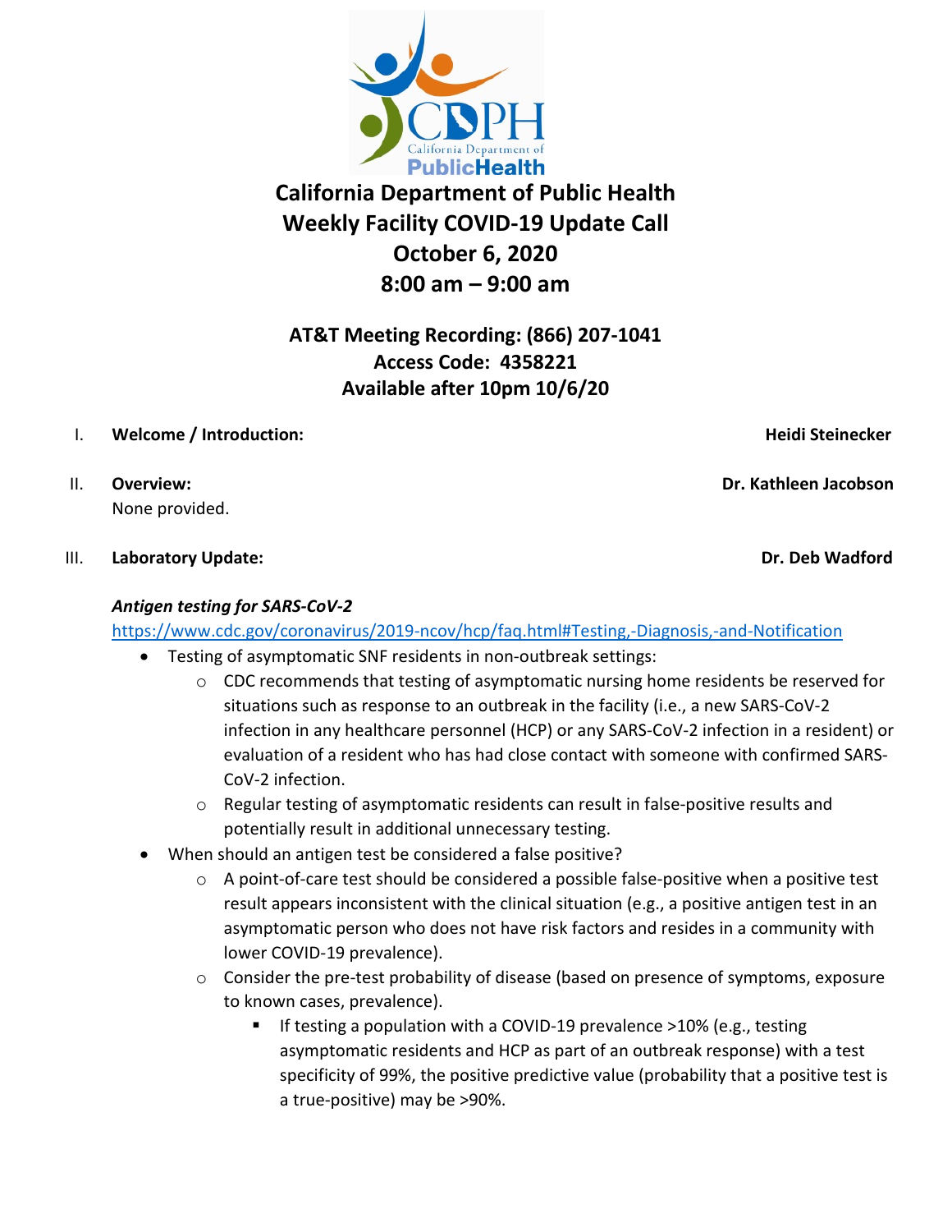# California Department of Public Health
# Weekly Facility COVID-19 Update Call
# October 6, 2020
# 8:00 am – 9:00 am

**AT&T Meeting Recording: (866) 207-1041**
**Access Code: 4358221**
**Available after 10pm 10/6/20**

I. **Welcome / Introduction:** **Heidi Steinecker**

II. **Overview:** **Dr. Kathleen Jacobson**
None provided.

III. **Laboratory Update:** **Dr. Deb Wadford**

***Antigen testing for SARS-CoV-2***

https://www.cdc.gov/coronavirus/2019-ncov/hcp/faq.html#Testing,-Diagnosis,-and-Notification

- Testing of asymptomatic SNF residents in non-outbreak settings:
  - CDC recommends that testing of asymptomatic nursing home residents be reserved for situations such as response to an outbreak in the facility (i.e., a new SARS-CoV-2 infection in any healthcare personnel (HCP) or any SARS-CoV-2 infection in a resident) or evaluation of a resident who has had close contact with someone with confirmed SARS-CoV-2 infection.
  - Regular testing of asymptomatic residents can result in false-positive results and potentially result in additional unnecessary testing.
- When should an antigen test be considered a false positive?
  - A point-of-care test should be considered a possible false-positive when a positive test result appears inconsistent with the clinical situation (e.g., a positive antigen test in an asymptomatic person who does not have risk factors and resides in a community with lower COVID-19 prevalence).
  - Consider the pre-test probability of disease (based on presence of symptoms, exposure to known cases, prevalence).
    - If testing a population with a COVID-19 prevalence >10% (e.g., testing asymptomatic residents and HCP as part of an outbreak response) with a test specificity of 99%, the positive predictive value (probability that a positive test is a true-positive) may be >90%.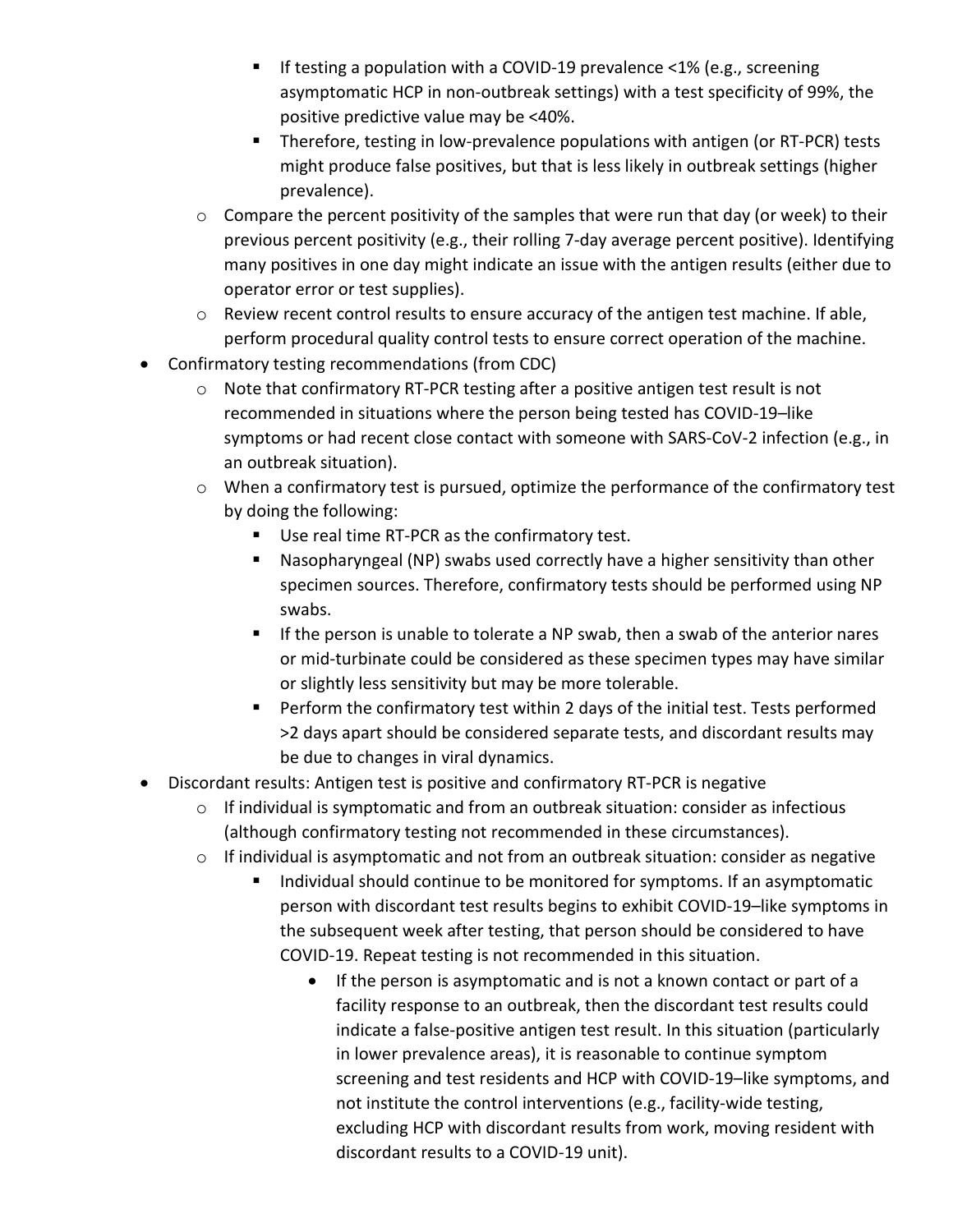- If testing a population with a COVID-19 prevalence <1% (e.g., screening asymptomatic HCP in non-outbreak settings) with a test specificity of 99%, the positive predictive value may be <40%.
    - Therefore, testing in low-prevalence populations with antigen (or RT-PCR) tests might produce false positives, but that is less likely in outbreak settings (higher prevalence).
  - Compare the percent positivity of the samples that were run that day (or week) to their previous percent positivity (e.g., their rolling 7-day average percent positive). Identifying many positives in one day might indicate an issue with the antigen results (either due to operator error or test supplies).
  - Review recent control results to ensure accuracy of the antigen test machine. If able, perform procedural quality control tests to ensure correct operation of the machine.
- Confirmatory testing recommendations (from CDC)
  - Note that confirmatory RT-PCR testing after a positive antigen test result is not recommended in situations where the person being tested has COVID-19–like symptoms or had recent close contact with someone with SARS-CoV-2 infection (e.g., in an outbreak situation).
  - When a confirmatory test is pursued, optimize the performance of the confirmatory test by doing the following:
    - Use real time RT-PCR as the confirmatory test.
    - Nasopharyngeal (NP) swabs used correctly have a higher sensitivity than other specimen sources. Therefore, confirmatory tests should be performed using NP swabs.
    - If the person is unable to tolerate a NP swab, then a swab of the anterior nares or mid-turbinate could be considered as these specimen types may have similar or slightly less sensitivity but may be more tolerable.
    - Perform the confirmatory test within 2 days of the initial test. Tests performed >2 days apart should be considered separate tests, and discordant results may be due to changes in viral dynamics.
- Discordant results: Antigen test is positive and confirmatory RT-PCR is negative
  - If individual is symptomatic and from an outbreak situation: consider as infectious (although confirmatory testing not recommended in these circumstances).
  - If individual is asymptomatic and not from an outbreak situation: consider as negative
    - Individual should continue to be monitored for symptoms. If an asymptomatic person with discordant test results begins to exhibit COVID-19–like symptoms in the subsequent week after testing, that person should be considered to have COVID-19. Repeat testing is not recommended in this situation.
      - If the person is asymptomatic and is not a known contact or part of a facility response to an outbreak, then the discordant test results could indicate a false-positive antigen test result. In this situation (particularly in lower prevalence areas), it is reasonable to continue symptom screening and test residents and HCP with COVID-19–like symptoms, and not institute the control interventions (e.g., facility-wide testing, excluding HCP with discordant results from work, moving resident with discordant results to a COVID-19 unit).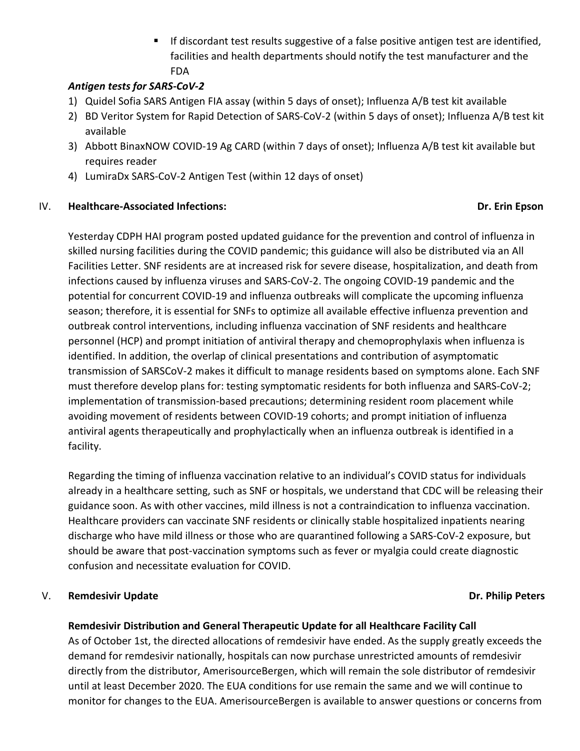- If discordant test results suggestive of a false positive antigen test are identified, facilities and health departments should notify the test manufacturer and the FDA

***Antigen tests for SARS-CoV-2***

1) Quidel Sofia SARS Antigen FIA assay (within 5 days of onset); Influenza A/B test kit available
2) BD Veritor System for Rapid Detection of SARS-CoV-2 (within 5 days of onset); Influenza A/B test kit available
3) Abbott BinaxNOW COVID-19 Ag CARD (within 7 days of onset); Influenza A/B test kit available but requires reader
4) LumiraDx SARS-CoV-2 Antigen Test (within 12 days of onset)

## IV. Healthcare-Associated Infections: Dr. Erin Epson

Yesterday CDPH HAI program posted updated guidance for the prevention and control of influenza in skilled nursing facilities during the COVID pandemic; this guidance will also be distributed via an All Facilities Letter. SNF residents are at increased risk for severe disease, hospitalization, and death from infections caused by influenza viruses and SARS-CoV-2. The ongoing COVID-19 pandemic and the potential for concurrent COVID-19 and influenza outbreaks will complicate the upcoming influenza season; therefore, it is essential for SNFs to optimize all available effective influenza prevention and outbreak control interventions, including influenza vaccination of SNF residents and healthcare personnel (HCP) and prompt initiation of antiviral therapy and chemoprophylaxis when influenza is identified. In addition, the overlap of clinical presentations and contribution of asymptomatic transmission of SARSCoV-2 makes it difficult to manage residents based on symptoms alone. Each SNF must therefore develop plans for: testing symptomatic residents for both influenza and SARS-CoV-2; implementation of transmission-based precautions; determining resident room placement while avoiding movement of residents between COVID-19 cohorts; and prompt initiation of influenza antiviral agents therapeutically and prophylactically when an influenza outbreak is identified in a facility.

Regarding the timing of influenza vaccination relative to an individual's COVID status for individuals already in a healthcare setting, such as SNF or hospitals, we understand that CDC will be releasing their guidance soon. As with other vaccines, mild illness is not a contraindication to influenza vaccination. Healthcare providers can vaccinate SNF residents or clinically stable hospitalized inpatients nearing discharge who have mild illness or those who are quarantined following a SARS-CoV-2 exposure, but should be aware that post-vaccination symptoms such as fever or myalgia could create diagnostic confusion and necessitate evaluation for COVID.

## V. Remdesivir Update Dr. Philip Peters

**Remdesivir Distribution and General Therapeutic Update for all Healthcare Facility Call**

As of October 1st, the directed allocations of remdesivir have ended. As the supply greatly exceeds the demand for remdesivir nationally, hospitals can now purchase unrestricted amounts of remdesivir directly from the distributor, AmerisourceBergen, which will remain the sole distributor of remdesivir until at least December 2020. The EUA conditions for use remain the same and we will continue to monitor for changes to the EUA. AmerisourceBergen is available to answer questions or concerns from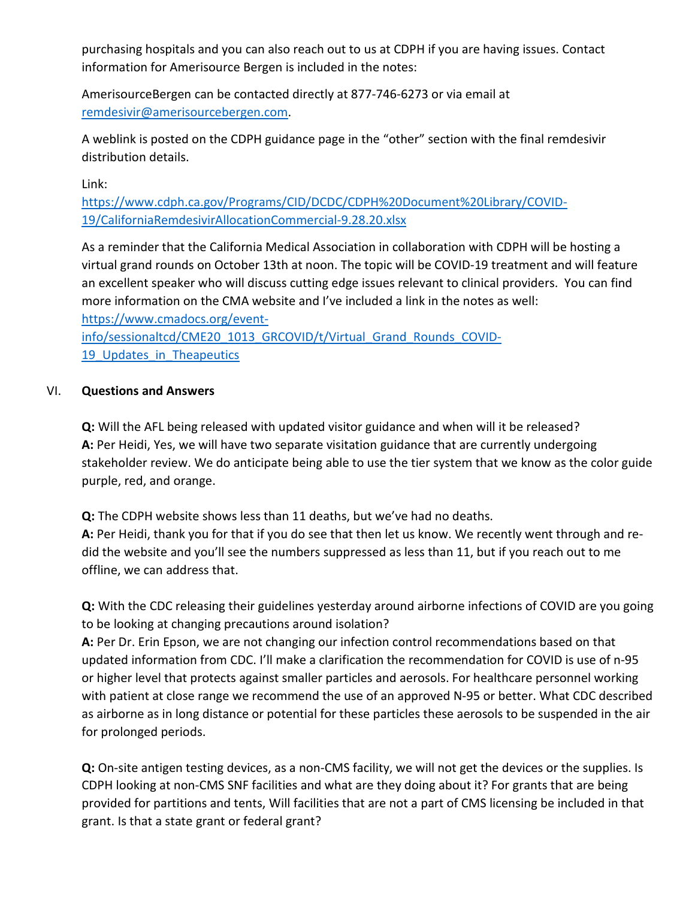purchasing hospitals and you can also reach out to us at CDPH if you are having issues. Contact information for Amerisource Bergen is included in the notes:

AmerisourceBergen can be contacted directly at 877-746-6273 or via email at remdesivir@amerisourcebergen.com.

A weblink is posted on the CDPH guidance page in the "other" section with the final remdesivir distribution details.

Link:
https://www.cdph.ca.gov/Programs/CID/DCDC/CDPH%20Document%20Library/COVID-19/CaliforniaRemdesivirAllocationCommercial-9.28.20.xlsx

As a reminder that the California Medical Association in collaboration with CDPH will be hosting a virtual grand rounds on October 13th at noon. The topic will be COVID-19 treatment and will feature an excellent speaker who will discuss cutting edge issues relevant to clinical providers. You can find more information on the CMA website and I've included a link in the notes as well:
https://www.cmadocs.org/event-info/sessionaltcd/CME20_1013_GRCOVID/t/Virtual_Grand_Rounds_COVID-19_Updates_in_Theapeutics

## VI. Questions and Answers

**Q:** Will the AFL being released with updated visitor guidance and when will it be released?
**A:** Per Heidi, Yes, we will have two separate visitation guidance that are currently undergoing stakeholder review. We do anticipate being able to use the tier system that we know as the color guide purple, red, and orange.

**Q:** The CDPH website shows less than 11 deaths, but we've had no deaths.
**A:** Per Heidi, thank you for that if you do see that then let us know. We recently went through and re-did the website and you'll see the numbers suppressed as less than 11, but if you reach out to me offline, we can address that.

**Q:** With the CDC releasing their guidelines yesterday around airborne infections of COVID are you going to be looking at changing precautions around isolation?
**A:** Per Dr. Erin Epson, we are not changing our infection control recommendations based on that updated information from CDC. I'll make a clarification the recommendation for COVID is use of n-95 or higher level that protects against smaller particles and aerosols. For healthcare personnel working with patient at close range we recommend the use of an approved N-95 or better. What CDC described as airborne as in long distance or potential for these particles these aerosols to be suspended in the air for prolonged periods.

**Q:** On-site antigen testing devices, as a non-CMS facility, we will not get the devices or the supplies. Is CDPH looking at non-CMS SNF facilities and what are they doing about it? For grants that are being provided for partitions and tents, Will facilities that are not a part of CMS licensing be included in that grant. Is that a state grant or federal grant?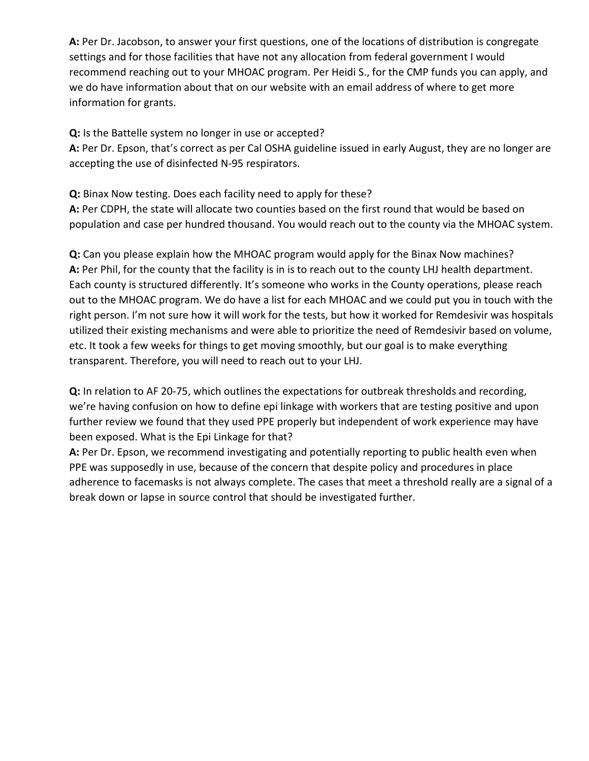**A:** Per Dr. Jacobson, to answer your first questions, one of the locations of distribution is congregate settings and for those facilities that have not any allocation from federal government I would recommend reaching out to your MHOAC program. Per Heidi S., for the CMP funds you can apply, and we do have information about that on our website with an email address of where to get more information for grants.

**Q:** Is the Battelle system no longer in use or accepted?
**A:** Per Dr. Epson, that's correct as per Cal OSHA guideline issued in early August, they are no longer are accepting the use of disinfected N-95 respirators.

**Q:** Binax Now testing. Does each facility need to apply for these?
**A:** Per CDPH, the state will allocate two counties based on the first round that would be based on population and case per hundred thousand. You would reach out to the county via the MHOAC system.

**Q:** Can you please explain how the MHOAC program would apply for the Binax Now machines?
**A:** Per Phil, for the county that the facility is in is to reach out to the county LHJ health department. Each county is structured differently. It's someone who works in the County operations, please reach out to the MHOAC program. We do have a list for each MHOAC and we could put you in touch with the right person. I'm not sure how it will work for the tests, but how it worked for Remdesivir was hospitals utilized their existing mechanisms and were able to prioritize the need of Remdesivir based on volume, etc. It took a few weeks for things to get moving smoothly, but our goal is to make everything transparent. Therefore, you will need to reach out to your LHJ.

**Q:** In relation to AF 20-75, which outlines the expectations for outbreak thresholds and recording, we're having confusion on how to define epi linkage with workers that are testing positive and upon further review we found that they used PPE properly but independent of work experience may have been exposed. What is the Epi Linkage for that?
**A:** Per Dr. Epson, we recommend investigating and potentially reporting to public health even when PPE was supposedly in use, because of the concern that despite policy and procedures in place adherence to facemasks is not always complete. The cases that meet a threshold really are a signal of a break down or lapse in source control that should be investigated further.